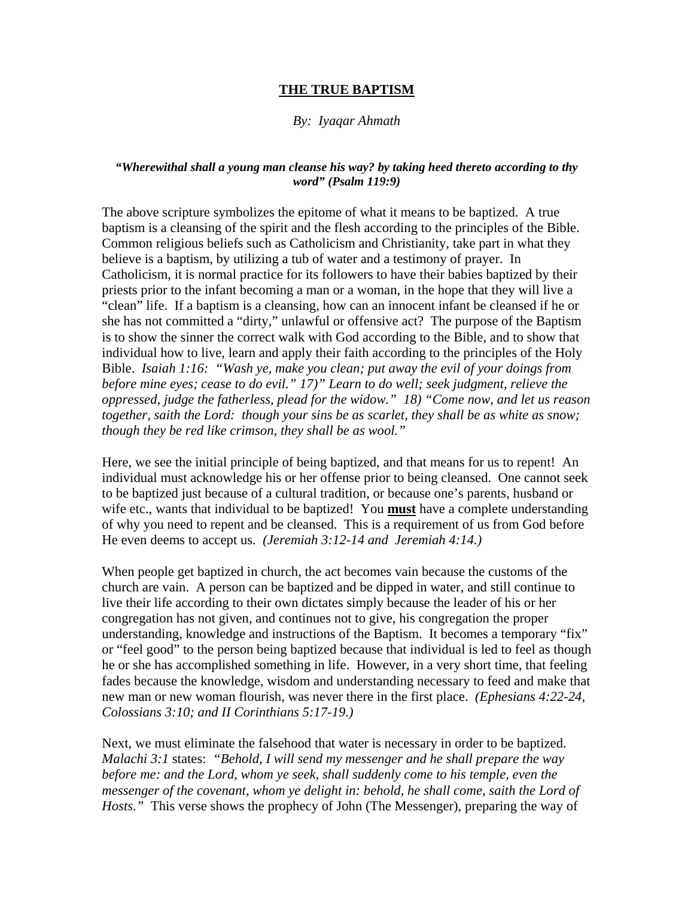# **THE TRUE BAPTISM**

*By: Iyaqar Ahmath*

***"Wherewithal shall a young man cleanse his way? by taking heed thereto according to thy word" (Psalm 119:9)***

The above scripture symbolizes the epitome of what it means to be baptized. A true baptism is a cleansing of the spirit and the flesh according to the principles of the Bible. Common religious beliefs such as Catholicism and Christianity, take part in what they believe is a baptism, by utilizing a tub of water and a testimony of prayer. In Catholicism, it is normal practice for its followers to have their babies baptized by their priests prior to the infant becoming a man or a woman, in the hope that they will live a "clean" life. If a baptism is a cleansing, how can an innocent infant be cleansed if he or she has not committed a "dirty," unlawful or offensive act? The purpose of the Baptism is to show the sinner the correct walk with God according to the Bible, and to show that individual how to live, learn and apply their faith according to the principles of the Holy Bible. *Isaiah 1:16: "Wash ye, make you clean; put away the evil of your doings from before mine eyes; cease to do evil." 17)" Learn to do well; seek judgment, relieve the oppressed, judge the fatherless, plead for the widow." 18) "Come now, and let us reason together, saith the Lord: though your sins be as scarlet, they shall be as white as snow; though they be red like crimson, they shall be as wool."*

Here, we see the initial principle of being baptized, and that means for us to repent! An individual must acknowledge his or her offense prior to being cleansed. One cannot seek to be baptized just because of a cultural tradition, or because one's parents, husband or wife etc., wants that individual to be baptized! You **must** have a complete understanding of why you need to repent and be cleansed. This is a requirement of us from God before He even deems to accept us. *(Jeremiah 3:12-14 and Jeremiah 4:14.)*

When people get baptized in church, the act becomes vain because the customs of the church are vain. A person can be baptized and be dipped in water, and still continue to live their life according to their own dictates simply because the leader of his or her congregation has not given, and continues not to give, his congregation the proper understanding, knowledge and instructions of the Baptism. It becomes a temporary "fix" or "feel good" to the person being baptized because that individual is led to feel as though he or she has accomplished something in life. However, in a very short time, that feeling fades because the knowledge, wisdom and understanding necessary to feed and make that new man or new woman flourish, was never there in the first place. *(Ephesians 4:22-24, Colossians 3:10; and II Corinthians 5:17-19.)*

Next, we must eliminate the falsehood that water is necessary in order to be baptized. *Malachi 3:1* states: *"Behold, I will send my messenger and he shall prepare the way before me: and the Lord, whom ye seek, shall suddenly come to his temple, even the messenger of the covenant, whom ye delight in: behold, he shall come, saith the Lord of Hosts."* This verse shows the prophecy of John (The Messenger), preparing the way of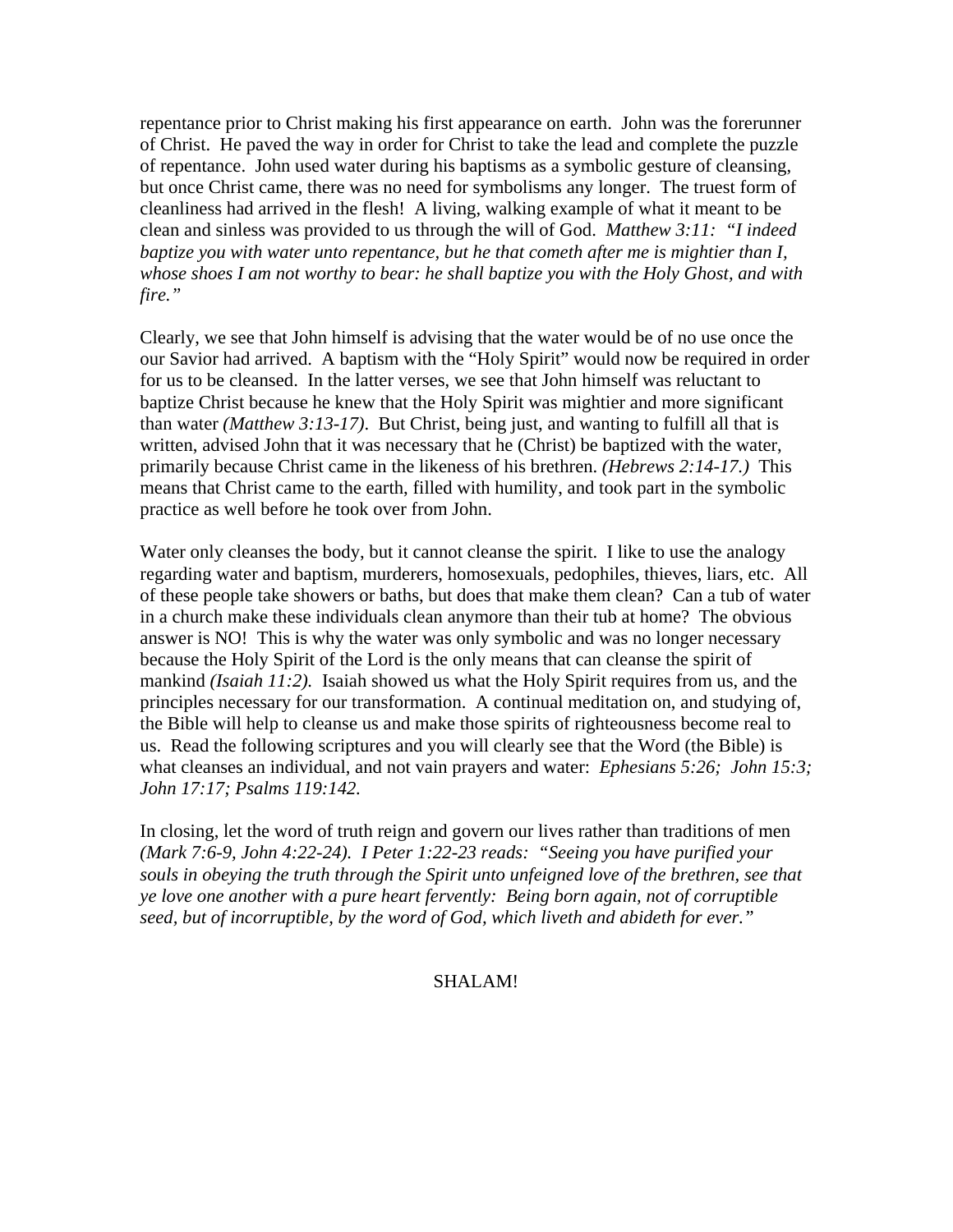repentance prior to Christ making his first appearance on earth. John was the forerunner of Christ. He paved the way in order for Christ to take the lead and complete the puzzle of repentance. John used water during his baptisms as a symbolic gesture of cleansing, but once Christ came, there was no need for symbolisms any longer. The truest form of cleanliness had arrived in the flesh! A living, walking example of what it meant to be clean and sinless was provided to us through the will of God. *Matthew 3:11: "I indeed baptize you with water unto repentance, but he that cometh after me is mightier than I, whose shoes I am not worthy to bear: he shall baptize you with the Holy Ghost, and with fire."*

Clearly, we see that John himself is advising that the water would be of no use once the our Savior had arrived. A baptism with the "Holy Spirit" would now be required in order for us to be cleansed. In the latter verses, we see that John himself was reluctant to baptize Christ because he knew that the Holy Spirit was mightier and more significant than water *(Matthew 3:13-17)*. But Christ, being just, and wanting to fulfill all that is written, advised John that it was necessary that he (Christ) be baptized with the water, primarily because Christ came in the likeness of his brethren. *(Hebrews 2:14-17.)* This means that Christ came to the earth, filled with humility, and took part in the symbolic practice as well before he took over from John.

Water only cleanses the body, but it cannot cleanse the spirit. I like to use the analogy regarding water and baptism, murderers, homosexuals, pedophiles, thieves, liars, etc. All of these people take showers or baths, but does that make them clean? Can a tub of water in a church make these individuals clean anymore than their tub at home? The obvious answer is NO! This is why the water was only symbolic and was no longer necessary because the Holy Spirit of the Lord is the only means that can cleanse the spirit of mankind *(Isaiah 11:2).* Isaiah showed us what the Holy Spirit requires from us, and the principles necessary for our transformation. A continual meditation on, and studying of, the Bible will help to cleanse us and make those spirits of righteousness become real to us. Read the following scriptures and you will clearly see that the Word (the Bible) is what cleanses an individual, and not vain prayers and water: *Ephesians 5:26; John 15:3; John 17:17; Psalms 119:142.*

In closing, let the word of truth reign and govern our lives rather than traditions of men *(Mark 7:6-9, John 4:22-24). I Peter 1:22-23 reads: "Seeing you have purified your souls in obeying the truth through the Spirit unto unfeigned love of the brethren, see that ye love one another with a pure heart fervently: Being born again, not of corruptible seed, but of incorruptible, by the word of God, which liveth and abideth for ever."*

SHALAM!